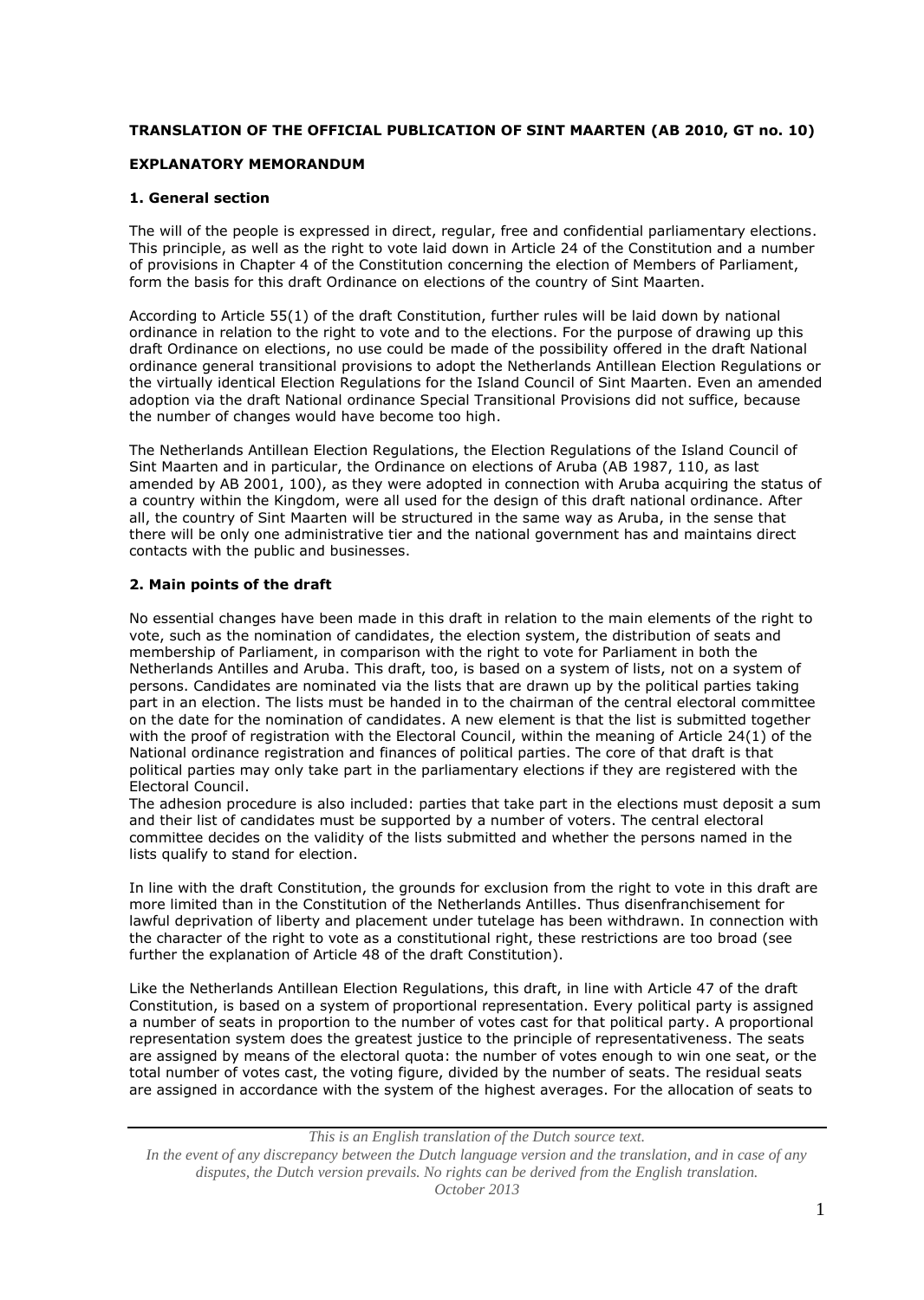**TRANSLATION OF THE OFFICIAL PUBLICATION OF SINT MAARTEN (AB 2010, GT no. 10)**

**EXPLANATORY MEMORANDUM**

## 1. General section

The will of the people is expressed in direct, regular, free and confidential parliamentary elections. This principle, as well as the right to vote laid down in Article 24 of the Constitution and a number of provisions in Chapter 4 of the Constitution concerning the election of Members of Parliament, form the basis for this draft Ordinance on elections of the country of Sint Maarten.

According to Article 55(1) of the draft Constitution, further rules will be laid down by national ordinance in relation to the right to vote and to the elections. For the purpose of drawing up this draft Ordinance on elections, no use could be made of the possibility offered in the draft National ordinance general transitional provisions to adopt the Netherlands Antillean Election Regulations or the virtually identical Election Regulations for the Island Council of Sint Maarten. Even an amended adoption via the draft National ordinance Special Transitional Provisions did not suffice, because the number of changes would have become too high.

The Netherlands Antillean Election Regulations, the Election Regulations of the Island Council of Sint Maarten and in particular, the Ordinance on elections of Aruba (AB 1987, 110, as last amended by AB 2001, 100), as they were adopted in connection with Aruba acquiring the status of a country within the Kingdom, were all used for the design of this draft national ordinance. After all, the country of Sint Maarten will be structured in the same way as Aruba, in the sense that there will be only one administrative tier and the national government has and maintains direct contacts with the public and businesses.

## 2. Main points of the draft

No essential changes have been made in this draft in relation to the main elements of the right to vote, such as the nomination of candidates, the election system, the distribution of seats and membership of Parliament, in comparison with the right to vote for Parliament in both the Netherlands Antilles and Aruba. This draft, too, is based on a system of lists, not on a system of persons. Candidates are nominated via the lists that are drawn up by the political parties taking part in an election. The lists must be handed in to the chairman of the central electoral committee on the date for the nomination of candidates. A new element is that the list is submitted together with the proof of registration with the Electoral Council, within the meaning of Article 24(1) of the National ordinance registration and finances of political parties. The core of that draft is that political parties may only take part in the parliamentary elections if they are registered with the Electoral Council.

The adhesion procedure is also included: parties that take part in the elections must deposit a sum and their list of candidates must be supported by a number of voters. The central electoral committee decides on the validity of the lists submitted and whether the persons named in the lists qualify to stand for election.

In line with the draft Constitution, the grounds for exclusion from the right to vote in this draft are more limited than in the Constitution of the Netherlands Antilles. Thus disenfranchisement for lawful deprivation of liberty and placement under tutelage has been withdrawn. In connection with the character of the right to vote as a constitutional right, these restrictions are too broad (see further the explanation of Article 48 of the draft Constitution).

Like the Netherlands Antillean Election Regulations, this draft, in line with Article 47 of the draft Constitution, is based on a system of proportional representation. Every political party is assigned a number of seats in proportion to the number of votes cast for that political party. A proportional representation system does the greatest justice to the principle of representativeness. The seats are assigned by means of the electoral quota: the number of votes enough to win one seat, or the total number of votes cast, the voting figure, divided by the number of seats. The residual seats are assigned in accordance with the system of the highest averages. For the allocation of seats to

*This is an English translation of the Dutch source text.*
*In the event of any discrepancy between the Dutch language version and the translation, and in case of any disputes, the Dutch version prevails. No rights can be derived from the English translation.*
*October 2013*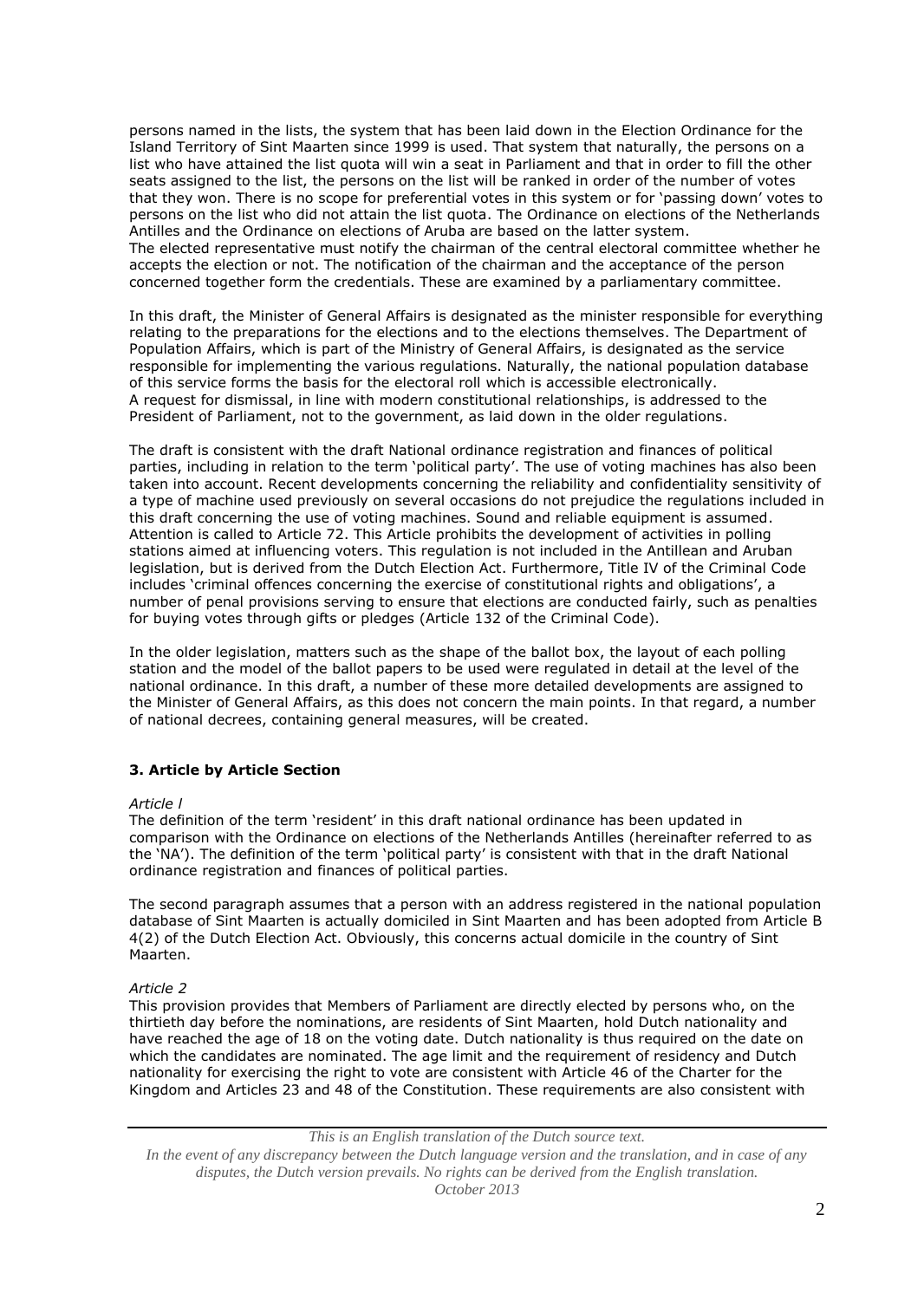persons named in the lists, the system that has been laid down in the Election Ordinance for the Island Territory of Sint Maarten since 1999 is used. That system that naturally, the persons on a list who have attained the list quota will win a seat in Parliament and that in order to fill the other seats assigned to the list, the persons on the list will be ranked in order of the number of votes that they won. There is no scope for preferential votes in this system or for 'passing down' votes to persons on the list who did not attain the list quota. The Ordinance on elections of the Netherlands Antilles and the Ordinance on elections of Aruba are based on the latter system.
The elected representative must notify the chairman of the central electoral committee whether he accepts the election or not. The notification of the chairman and the acceptance of the person concerned together form the credentials. These are examined by a parliamentary committee.

In this draft, the Minister of General Affairs is designated as the minister responsible for everything relating to the preparations for the elections and to the elections themselves. The Department of Population Affairs, which is part of the Ministry of General Affairs, is designated as the service responsible for implementing the various regulations. Naturally, the national population database of this service forms the basis for the electoral roll which is accessible electronically.
A request for dismissal, in line with modern constitutional relationships, is addressed to the President of Parliament, not to the government, as laid down in the older regulations.

The draft is consistent with the draft National ordinance registration and finances of political parties, including in relation to the term 'political party'. The use of voting machines has also been taken into account. Recent developments concerning the reliability and confidentiality sensitivity of a type of machine used previously on several occasions do not prejudice the regulations included in this draft concerning the use of voting machines. Sound and reliable equipment is assumed. Attention is called to Article 72. This Article prohibits the development of activities in polling stations aimed at influencing voters. This regulation is not included in the Antillean and Aruban legislation, but is derived from the Dutch Election Act. Furthermore, Title IV of the Criminal Code includes 'criminal offences concerning the exercise of constitutional rights and obligations', a number of penal provisions serving to ensure that elections are conducted fairly, such as penalties for buying votes through gifts or pledges (Article 132 of the Criminal Code).

In the older legislation, matters such as the shape of the ballot box, the layout of each polling station and the model of the ballot papers to be used were regulated in detail at the level of the national ordinance. In this draft, a number of these more detailed developments are assigned to the Minister of General Affairs, as this does not concern the main points. In that regard, a number of national decrees, containing general measures, will be created.

### 3. Article by Article Section

*Article l*

The definition of the term 'resident' in this draft national ordinance has been updated in comparison with the Ordinance on elections of the Netherlands Antilles (hereinafter referred to as the 'NA'). The definition of the term 'political party' is consistent with that in the draft National ordinance registration and finances of political parties.

The second paragraph assumes that a person with an address registered in the national population database of Sint Maarten is actually domiciled in Sint Maarten and has been adopted from Article B 4(2) of the Dutch Election Act. Obviously, this concerns actual domicile in the country of Sint Maarten.

*Article 2*

This provision provides that Members of Parliament are directly elected by persons who, on the thirtieth day before the nominations, are residents of Sint Maarten, hold Dutch nationality and have reached the age of 18 on the voting date. Dutch nationality is thus required on the date on which the candidates are nominated. The age limit and the requirement of residency and Dutch nationality for exercising the right to vote are consistent with Article 46 of the Charter for the Kingdom and Articles 23 and 48 of the Constitution. These requirements are also consistent with

*This is an English translation of the Dutch source text.*
*In the event of any discrepancy between the Dutch language version and the translation, and in case of any disputes, the Dutch version prevails. No rights can be derived from the English translation.*
*October 2013*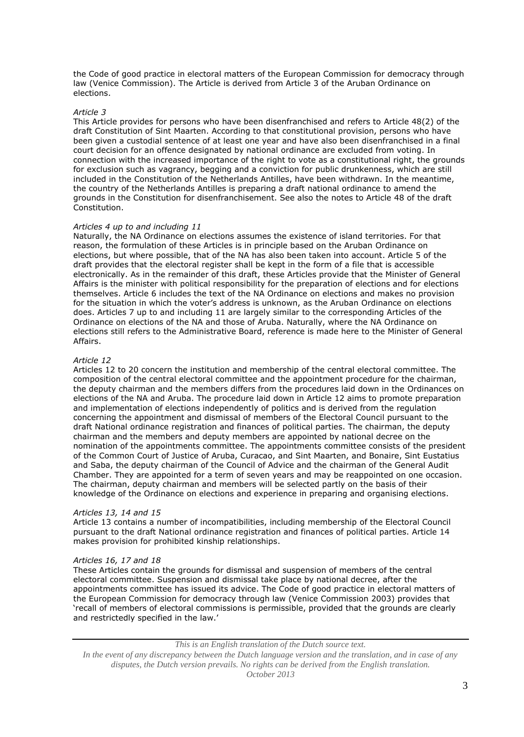the Code of good practice in electoral matters of the European Commission for democracy through law (Venice Commission). The Article is derived from Article 3 of the Aruban Ordinance on elections.

*Article 3*

This Article provides for persons who have been disenfranchised and refers to Article 48(2) of the draft Constitution of Sint Maarten. According to that constitutional provision, persons who have been given a custodial sentence of at least one year and have also been disenfranchised in a final court decision for an offence designated by national ordinance are excluded from voting. In connection with the increased importance of the right to vote as a constitutional right, the grounds for exclusion such as vagrancy, begging and a conviction for public drunkenness, which are still included in the Constitution of the Netherlands Antilles, have been withdrawn. In the meantime, the country of the Netherlands Antilles is preparing a draft national ordinance to amend the grounds in the Constitution for disenfranchisement. See also the notes to Article 48 of the draft Constitution.

*Articles 4 up to and including 11*

Naturally, the NA Ordinance on elections assumes the existence of island territories. For that reason, the formulation of these Articles is in principle based on the Aruban Ordinance on elections, but where possible, that of the NA has also been taken into account. Article 5 of the draft provides that the electoral register shall be kept in the form of a file that is accessible electronically. As in the remainder of this draft, these Articles provide that the Minister of General Affairs is the minister with political responsibility for the preparation of elections and for elections themselves. Article 6 includes the text of the NA Ordinance on elections and makes no provision for the situation in which the voter's address is unknown, as the Aruban Ordinance on elections does. Articles 7 up to and including 11 are largely similar to the corresponding Articles of the Ordinance on elections of the NA and those of Aruba. Naturally, where the NA Ordinance on elections still refers to the Administrative Board, reference is made here to the Minister of General Affairs.

*Article 12*

Articles 12 to 20 concern the institution and membership of the central electoral committee. The composition of the central electoral committee and the appointment procedure for the chairman, the deputy chairman and the members differs from the procedures laid down in the Ordinances on elections of the NA and Aruba. The procedure laid down in Article 12 aims to promote preparation and implementation of elections independently of politics and is derived from the regulation concerning the appointment and dismissal of members of the Electoral Council pursuant to the draft National ordinance registration and finances of political parties. The chairman, the deputy chairman and the members and deputy members are appointed by national decree on the nomination of the appointments committee. The appointments committee consists of the president of the Common Court of Justice of Aruba, Curacao, and Sint Maarten, and Bonaire, Sint Eustatius and Saba, the deputy chairman of the Council of Advice and the chairman of the General Audit Chamber. They are appointed for a term of seven years and may be reappointed on one occasion. The chairman, deputy chairman and members will be selected partly on the basis of their knowledge of the Ordinance on elections and experience in preparing and organising elections.

*Articles 13, 14 and 15*

Article 13 contains a number of incompatibilities, including membership of the Electoral Council pursuant to the draft National ordinance registration and finances of political parties. Article 14 makes provision for prohibited kinship relationships.

*Articles 16, 17 and 18*

These Articles contain the grounds for dismissal and suspension of members of the central electoral committee. Suspension and dismissal take place by national decree, after the appointments committee has issued its advice. The Code of good practice in electoral matters of the European Commission for democracy through law (Venice Commission 2003) provides that 'recall of members of electoral commissions is permissible, provided that the grounds are clearly and restrictedly specified in the law.'

*This is an English translation of the Dutch source text.*
*In the event of any discrepancy between the Dutch language version and the translation, and in case of any disputes, the Dutch version prevails. No rights can be derived from the English translation.*
*October 2013*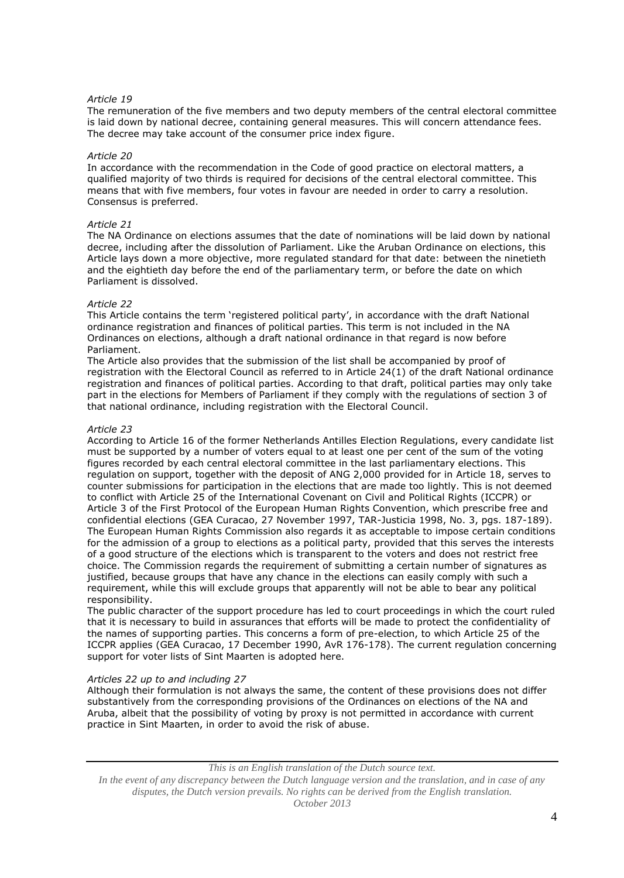*Article 19*

The remuneration of the five members and two deputy members of the central electoral committee is laid down by national decree, containing general measures. This will concern attendance fees. The decree may take account of the consumer price index figure.

*Article 20*

In accordance with the recommendation in the Code of good practice on electoral matters, a qualified majority of two thirds is required for decisions of the central electoral committee. This means that with five members, four votes in favour are needed in order to carry a resolution. Consensus is preferred.

*Article 21*

The NA Ordinance on elections assumes that the date of nominations will be laid down by national decree, including after the dissolution of Parliament. Like the Aruban Ordinance on elections, this Article lays down a more objective, more regulated standard for that date: between the ninetieth and the eightieth day before the end of the parliamentary term, or before the date on which Parliament is dissolved.

*Article 22*

This Article contains the term 'registered political party', in accordance with the draft National ordinance registration and finances of political parties. This term is not included in the NA Ordinances on elections, although a draft national ordinance in that regard is now before Parliament.

The Article also provides that the submission of the list shall be accompanied by proof of registration with the Electoral Council as referred to in Article 24(1) of the draft National ordinance registration and finances of political parties. According to that draft, political parties may only take part in the elections for Members of Parliament if they comply with the regulations of section 3 of that national ordinance, including registration with the Electoral Council.

*Article 23*

According to Article 16 of the former Netherlands Antilles Election Regulations, every candidate list must be supported by a number of voters equal to at least one per cent of the sum of the voting figures recorded by each central electoral committee in the last parliamentary elections. This regulation on support, together with the deposit of ANG 2,000 provided for in Article 18, serves to counter submissions for participation in the elections that are made too lightly. This is not deemed to conflict with Article 25 of the International Covenant on Civil and Political Rights (ICCPR) or Article 3 of the First Protocol of the European Human Rights Convention, which prescribe free and confidential elections (GEA Curacao, 27 November 1997, TAR-Justicia 1998, No. 3, pgs. 187-189). The European Human Rights Commission also regards it as acceptable to impose certain conditions for the admission of a group to elections as a political party, provided that this serves the interests of a good structure of the elections which is transparent to the voters and does not restrict free choice. The Commission regards the requirement of submitting a certain number of signatures as justified, because groups that have any chance in the elections can easily comply with such a requirement, while this will exclude groups that apparently will not be able to bear any political responsibility.

The public character of the support procedure has led to court proceedings in which the court ruled that it is necessary to build in assurances that efforts will be made to protect the confidentiality of the names of supporting parties. This concerns a form of pre-election, to which Article 25 of the ICCPR applies (GEA Curacao, 17 December 1990, AvR 176-178). The current regulation concerning support for voter lists of Sint Maarten is adopted here.

*Articles 22 up to and including 27*

Although their formulation is not always the same, the content of these provisions does not differ substantively from the corresponding provisions of the Ordinances on elections of the NA and Aruba, albeit that the possibility of voting by proxy is not permitted in accordance with current practice in Sint Maarten, in order to avoid the risk of abuse.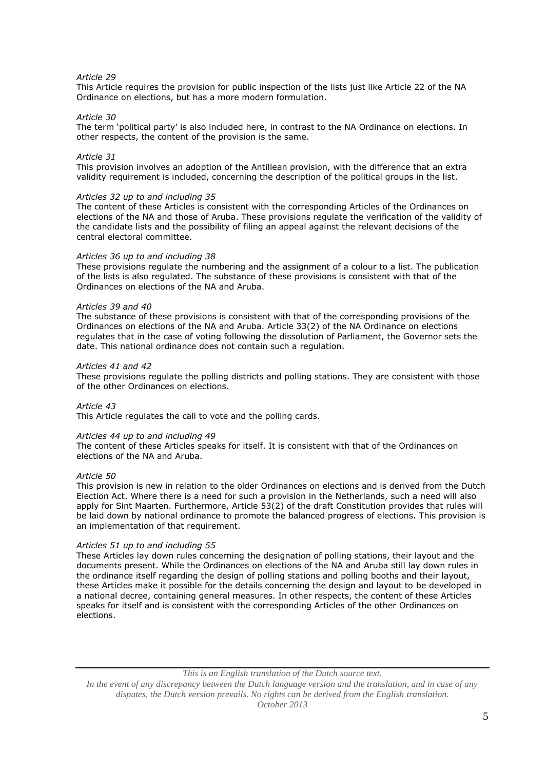*Article 29*
This Article requires the provision for public inspection of the lists just like Article 22 of the NA Ordinance on elections, but has a more modern formulation.

*Article 30*
The term 'political party' is also included here, in contrast to the NA Ordinance on elections. In other respects, the content of the provision is the same.

*Article 31*
This provision involves an adoption of the Antillean provision, with the difference that an extra validity requirement is included, concerning the description of the political groups in the list.

*Articles 32 up to and including 35*
The content of these Articles is consistent with the corresponding Articles of the Ordinances on elections of the NA and those of Aruba. These provisions regulate the verification of the validity of the candidate lists and the possibility of filing an appeal against the relevant decisions of the central electoral committee.

*Articles 36 up to and including 38*
These provisions regulate the numbering and the assignment of a colour to a list. The publication of the lists is also regulated. The substance of these provisions is consistent with that of the Ordinances on elections of the NA and Aruba.

*Articles 39 and 40*
The substance of these provisions is consistent with that of the corresponding provisions of the Ordinances on elections of the NA and Aruba. Article 33(2) of the NA Ordinance on elections regulates that in the case of voting following the dissolution of Parliament, the Governor sets the date. This national ordinance does not contain such a regulation.

*Articles 41 and 42*
These provisions regulate the polling districts and polling stations. They are consistent with those of the other Ordinances on elections.

*Article 43*
This Article regulates the call to vote and the polling cards.

*Articles 44 up to and including 49*
The content of these Articles speaks for itself. It is consistent with that of the Ordinances on elections of the NA and Aruba.

*Article 50*
This provision is new in relation to the older Ordinances on elections and is derived from the Dutch Election Act. Where there is a need for such a provision in the Netherlands, such a need will also apply for Sint Maarten. Furthermore, Article 53(2) of the draft Constitution provides that rules will be laid down by national ordinance to promote the balanced progress of elections. This provision is an implementation of that requirement.

*Articles 51 up to and including 55*
These Articles lay down rules concerning the designation of polling stations, their layout and the documents present. While the Ordinances on elections of the NA and Aruba still lay down rules in the ordinance itself regarding the design of polling stations and polling booths and their layout, these Articles make it possible for the details concerning the design and layout to be developed in a national decree, containing general measures. In other respects, the content of these Articles speaks for itself and is consistent with the corresponding Articles of the other Ordinances on elections.

*This is an English translation of the Dutch source text.*
*In the event of any discrepancy between the Dutch language version and the translation, and in case of any disputes, the Dutch version prevails. No rights can be derived from the English translation.*
*October 2013*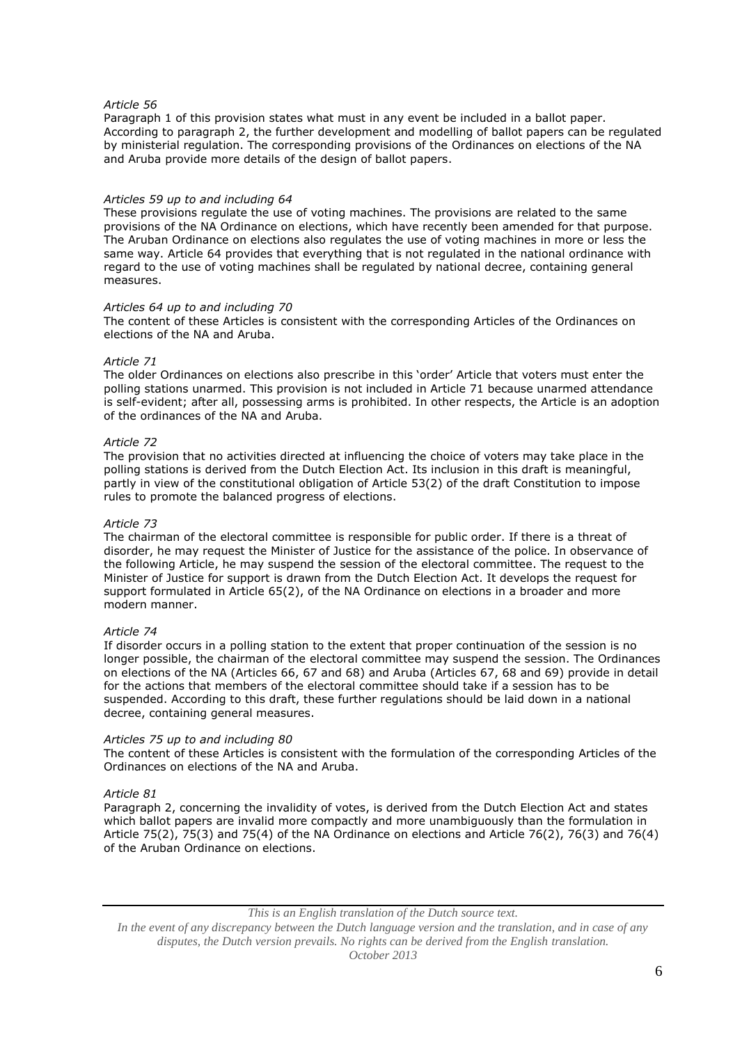*Article 56*
Paragraph 1 of this provision states what must in any event be included in a ballot paper. According to paragraph 2, the further development and modelling of ballot papers can be regulated by ministerial regulation. The corresponding provisions of the Ordinances on elections of the NA and Aruba provide more details of the design of ballot papers.

*Articles 59 up to and including 64*
These provisions regulate the use of voting machines. The provisions are related to the same provisions of the NA Ordinance on elections, which have recently been amended for that purpose. The Aruban Ordinance on elections also regulates the use of voting machines in more or less the same way. Article 64 provides that everything that is not regulated in the national ordinance with regard to the use of voting machines shall be regulated by national decree, containing general measures.

*Articles 64 up to and including 70*
The content of these Articles is consistent with the corresponding Articles of the Ordinances on elections of the NA and Aruba.

*Article 71*
The older Ordinances on elections also prescribe in this 'order' Article that voters must enter the polling stations unarmed. This provision is not included in Article 71 because unarmed attendance is self-evident; after all, possessing arms is prohibited. In other respects, the Article is an adoption of the ordinances of the NA and Aruba.

*Article 72*
The provision that no activities directed at influencing the choice of voters may take place in the polling stations is derived from the Dutch Election Act. Its inclusion in this draft is meaningful, partly in view of the constitutional obligation of Article 53(2) of the draft Constitution to impose rules to promote the balanced progress of elections.

*Article 73*
The chairman of the electoral committee is responsible for public order. If there is a threat of disorder, he may request the Minister of Justice for the assistance of the police. In observance of the following Article, he may suspend the session of the electoral committee. The request to the Minister of Justice for support is drawn from the Dutch Election Act. It develops the request for support formulated in Article 65(2), of the NA Ordinance on elections in a broader and more modern manner.

*Article 74*
If disorder occurs in a polling station to the extent that proper continuation of the session is no longer possible, the chairman of the electoral committee may suspend the session. The Ordinances on elections of the NA (Articles 66, 67 and 68) and Aruba (Articles 67, 68 and 69) provide in detail for the actions that members of the electoral committee should take if a session has to be suspended. According to this draft, these further regulations should be laid down in a national decree, containing general measures.

*Articles 75 up to and including 80*
The content of these Articles is consistent with the formulation of the corresponding Articles of the Ordinances on elections of the NA and Aruba.

*Article 81*
Paragraph 2, concerning the invalidity of votes, is derived from the Dutch Election Act and states which ballot papers are invalid more compactly and more unambiguously than the formulation in Article 75(2), 75(3) and 75(4) of the NA Ordinance on elections and Article 76(2), 76(3) and 76(4) of the Aruban Ordinance on elections.

*This is an English translation of the Dutch source text.*
*In the event of any discrepancy between the Dutch language version and the translation, and in case of any disputes, the Dutch version prevails. No rights can be derived from the English translation.*
*October 2013*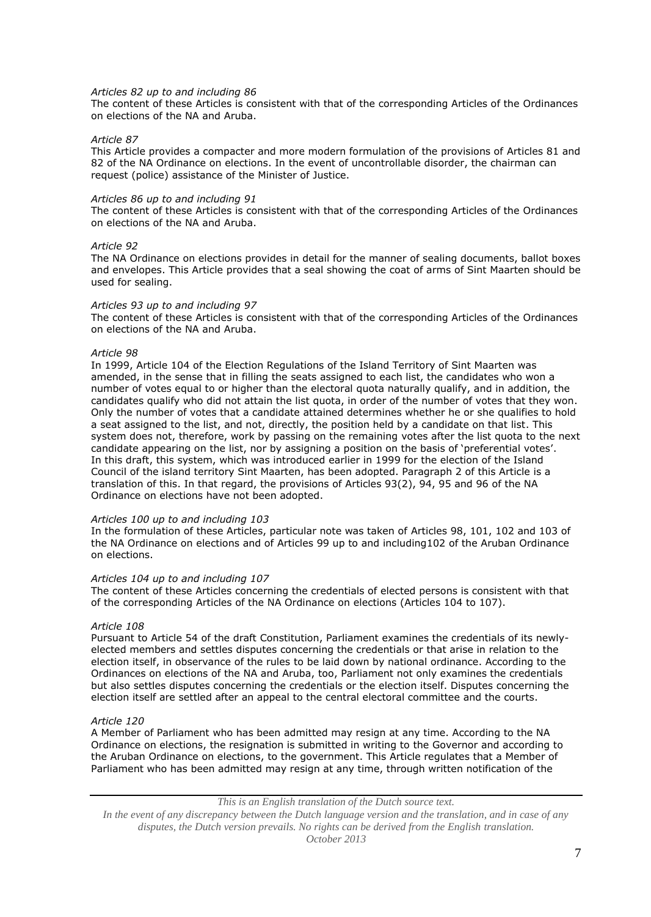*Articles 82 up to and including 86*

The content of these Articles is consistent with that of the corresponding Articles of the Ordinances on elections of the NA and Aruba.

*Article 87*

This Article provides a compacter and more modern formulation of the provisions of Articles 81 and 82 of the NA Ordinance on elections. In the event of uncontrollable disorder, the chairman can request (police) assistance of the Minister of Justice.

*Articles 86 up to and including 91*

The content of these Articles is consistent with that of the corresponding Articles of the Ordinances on elections of the NA and Aruba.

*Article 92*

The NA Ordinance on elections provides in detail for the manner of sealing documents, ballot boxes and envelopes. This Article provides that a seal showing the coat of arms of Sint Maarten should be used for sealing.

*Articles 93 up to and including 97*

The content of these Articles is consistent with that of the corresponding Articles of the Ordinances on elections of the NA and Aruba.

*Article 98*

In 1999, Article 104 of the Election Regulations of the Island Territory of Sint Maarten was amended, in the sense that in filling the seats assigned to each list, the candidates who won a number of votes equal to or higher than the electoral quota naturally qualify, and in addition, the candidates qualify who did not attain the list quota, in order of the number of votes that they won. Only the number of votes that a candidate attained determines whether he or she qualifies to hold a seat assigned to the list, and not, directly, the position held by a candidate on that list. This system does not, therefore, work by passing on the remaining votes after the list quota to the next candidate appearing on the list, nor by assigning a position on the basis of 'preferential votes'. In this draft, this system, which was introduced earlier in 1999 for the election of the Island Council of the island territory Sint Maarten, has been adopted. Paragraph 2 of this Article is a translation of this. In that regard, the provisions of Articles 93(2), 94, 95 and 96 of the NA Ordinance on elections have not been adopted.

*Articles 100 up to and including 103*

In the formulation of these Articles, particular note was taken of Articles 98, 101, 102 and 103 of the NA Ordinance on elections and of Articles 99 up to and including102 of the Aruban Ordinance on elections.

*Articles 104 up to and including 107*

The content of these Articles concerning the credentials of elected persons is consistent with that of the corresponding Articles of the NA Ordinance on elections (Articles 104 to 107).

*Article 108*

Pursuant to Article 54 of the draft Constitution, Parliament examines the credentials of its newly-elected members and settles disputes concerning the credentials or that arise in relation to the election itself, in observance of the rules to be laid down by national ordinance. According to the Ordinances on elections of the NA and Aruba, too, Parliament not only examines the credentials but also settles disputes concerning the credentials or the election itself. Disputes concerning the election itself are settled after an appeal to the central electoral committee and the courts.

*Article 120*

A Member of Parliament who has been admitted may resign at any time. According to the NA Ordinance on elections, the resignation is submitted in writing to the Governor and according to the Aruban Ordinance on elections, to the government. This Article regulates that a Member of Parliament who has been admitted may resign at any time, through written notification of the

*This is an English translation of the Dutch source text.*
*In the event of any discrepancy between the Dutch language version and the translation, and in case of any disputes, the Dutch version prevails. No rights can be derived from the English translation.*
*October 2013*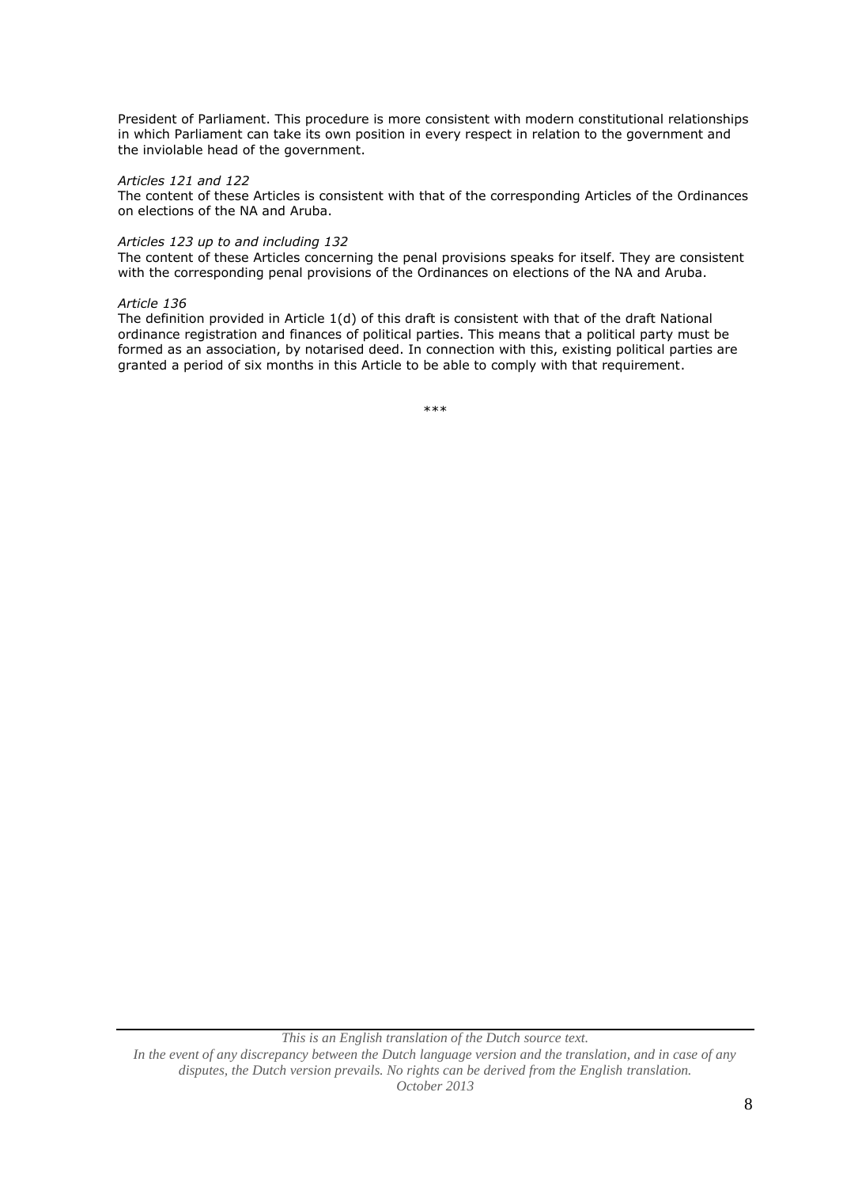President of Parliament. This procedure is more consistent with modern constitutional relationships in which Parliament can take its own position in every respect in relation to the government and the inviolable head of the government.

*Articles 121 and 122*
The content of these Articles is consistent with that of the corresponding Articles of the Ordinances on elections of the NA and Aruba.

*Articles 123 up to and including 132*
The content of these Articles concerning the penal provisions speaks for itself. They are consistent with the corresponding penal provisions of the Ordinances on elections of the NA and Aruba.

*Article 136*
The definition provided in Article 1(d) of this draft is consistent with that of the draft National ordinance registration and finances of political parties. This means that a political party must be formed as an association, by notarised deed. In connection with this, existing political parties are granted a period of six months in this Article to be able to comply with that requirement.

\*\*\*

*This is an English translation of the Dutch source text.*
*In the event of any discrepancy between the Dutch language version and the translation, and in case of any disputes, the Dutch version prevails. No rights can be derived from the English translation.*
*October 2013*